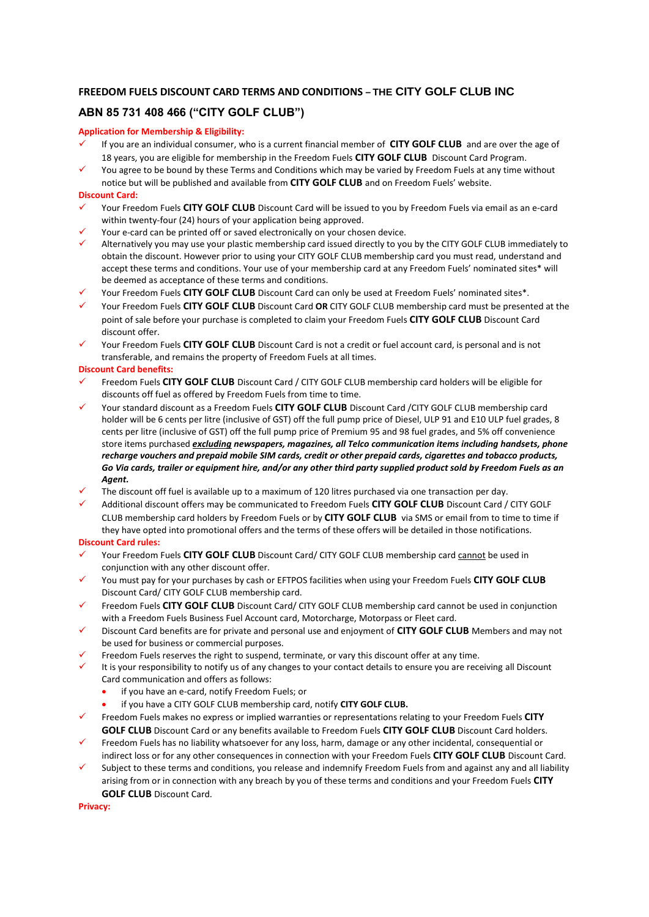## FREEDOM FUELS DISCOUNT CARD TERMS AND CONDITIONS – THE CITY GOLF CLUB INC ABN 85 731 408 466 ("CITY GOLF CLUB")

### Application for Membership & Eligibility:

- ✓ If you are an individual consumer, who is a current financial member of **CITY GOLF CLUB** and are over the age of 18 years, you are eligible for membership in the Freedom Fuels **CITY GOLF CLUB** Discount Card Program.
- ✓ You agree to be bound by these Terms and Conditions which may be varied by Freedom Fuels at any time without notice but will be published and available from **CITY GOLF CLUB** and on Freedom Fuels' website.

### Discount Card:

- ✓ Your Freedom Fuels **CITY GOLF CLUB** Discount Card will be issued to you by Freedom Fuels via email as an e-card within twenty-four (24) hours of your application being approved.
- ✓ Your e-card can be printed off or saved electronically on your chosen device.
- ✓ Alternatively you may use your plastic membership card issued directly to you by the CITY GOLF CLUB immediately to obtain the discount. However prior to using your CITY GOLF CLUB membership card you must read, understand and accept these terms and conditions. Your use of your membership card at any Freedom Fuels' nominated sites* will be deemed as acceptance of these terms and conditions.
- ✓ Your Freedom Fuels **CITY GOLF CLUB** Discount Card can only be used at Freedom Fuels' nominated sites*.
- ✓ Your Freedom Fuels **CITY GOLF CLUB** Discount Card **OR** CITY GOLF CLUB membership card must be presented at the point of sale before your purchase is completed to claim your Freedom Fuels **CITY GOLF CLUB** Discount Card discount offer.
- ✓ Your Freedom Fuels **CITY GOLF CLUB** Discount Card is not a credit or fuel account card, is personal and is not transferable, and remains the property of Freedom Fuels at all times.

### Discount Card benefits:

- ✓ Freedom Fuels **CITY GOLF CLUB** Discount Card / CITY GOLF CLUB membership card holders will be eligible for discounts off fuel as offered by Freedom Fuels from time to time.
- ✓ Your standard discount as a Freedom Fuels **CITY GOLF CLUB** Discount Card /CITY GOLF CLUB membership card holder will be 6 cents per litre (inclusive of GST) off the full pump price of Diesel, ULP 91 and E10 ULP fuel grades, 8 cents per litre (inclusive of GST) off the full pump price of Premium 95 and 98 fuel grades, and 5% off convenience store items purchased ***excluding*** ***newspapers, magazines, all Telco communication items including handsets, phone recharge vouchers and prepaid mobile SIM cards, credit or other prepaid cards, cigarettes and tobacco products, Go Via cards, trailer or equipment hire, and/or any other third party supplied product sold by Freedom Fuels as an Agent.***
- ✓ The discount off fuel is available up to a maximum of 120 litres purchased via one transaction per day.
- ✓ Additional discount offers may be communicated to Freedom Fuels **CITY GOLF CLUB** Discount Card / CITY GOLF CLUB membership card holders by Freedom Fuels or by **CITY GOLF CLUB** via SMS or email from time to time if they have opted into promotional offers and the terms of these offers will be detailed in those notifications.

### Discount Card rules:

- ✓ Your Freedom Fuels **CITY GOLF CLUB** Discount Card/ CITY GOLF CLUB membership card cannot be used in conjunction with any other discount offer.
- ✓ You must pay for your purchases by cash or EFTPOS facilities when using your Freedom Fuels **CITY GOLF CLUB** Discount Card/ CITY GOLF CLUB membership card.
- ✓ Freedom Fuels **CITY GOLF CLUB** Discount Card/ CITY GOLF CLUB membership card cannot be used in conjunction with a Freedom Fuels Business Fuel Account card, Motorcharge, Motorpass or Fleet card.
- ✓ Discount Card benefits are for private and personal use and enjoyment of **CITY GOLF CLUB** Members and may not be used for business or commercial purposes.
- ✓ Freedom Fuels reserves the right to suspend, terminate, or vary this discount offer at any time.
- ✓ It is your responsibility to notify us of any changes to your contact details to ensure you are receiving all Discount Card communication and offers as follows:
  - if you have an e-card, notify Freedom Fuels; or
  - if you have a CITY GOLF CLUB membership card, notify **CITY GOLF CLUB.**
- ✓ Freedom Fuels makes no express or implied warranties or representations relating to your Freedom Fuels **CITY GOLF CLUB** Discount Card or any benefits available to Freedom Fuels **CITY GOLF CLUB** Discount Card holders.
- ✓ Freedom Fuels has no liability whatsoever for any loss, harm, damage or any other incidental, consequential or indirect loss or for any other consequences in connection with your Freedom Fuels **CITY GOLF CLUB** Discount Card.
- ✓ Subject to these terms and conditions, you release and indemnify Freedom Fuels from and against any and all liability arising from or in connection with any breach by you of these terms and conditions and your Freedom Fuels **CITY GOLF CLUB** Discount Card.

### Privacy: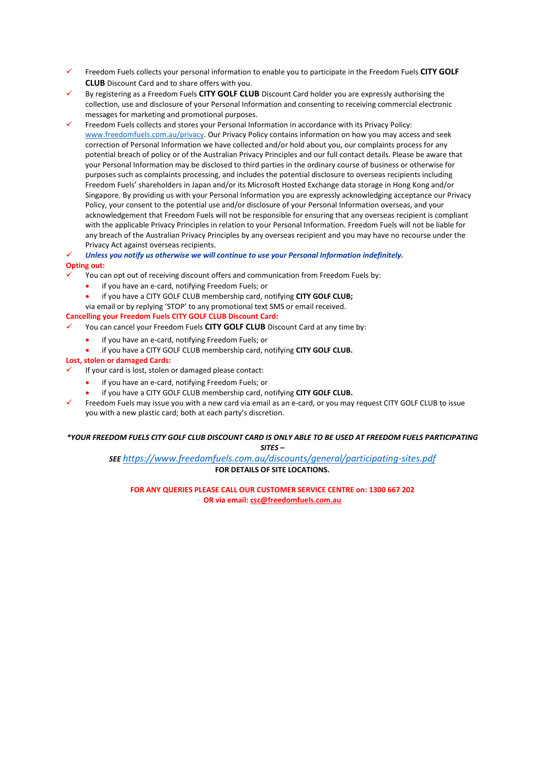- ✓ Freedom Fuels collects your personal information to enable you to participate in the Freedom Fuels **CITY GOLF CLUB** Discount Card and to share offers with you.
- ✓ By registering as a Freedom Fuels **CITY GOLF CLUB** Discount Card holder you are expressly authorising the collection, use and disclosure of your Personal Information and consenting to receiving commercial electronic messages for marketing and promotional purposes.
- ✓ Freedom Fuels collects and stores your Personal Information in accordance with its Privacy Policy: www.freedomfuels.com.au/privacy. Our Privacy Policy contains information on how you may access and seek correction of Personal Information we have collected and/or hold about you, our complaints process for any potential breach of policy or of the Australian Privacy Principles and our full contact details. Please be aware that your Personal Information may be disclosed to third parties in the ordinary course of business or otherwise for purposes such as complaints processing, and includes the potential disclosure to overseas recipients including Freedom Fuels' shareholders in Japan and/or its Microsoft Hosted Exchange data storage in Hong Kong and/or Singapore. By providing us with your Personal Information you are expressly acknowledging acceptance our Privacy Policy, your consent to the potential use and/or disclosure of your Personal Information overseas, and your acknowledgement that Freedom Fuels will not be responsible for ensuring that any overseas recipient is compliant with the applicable Privacy Principles in relation to your Personal Information. Freedom Fuels will not be liable for any breach of the Australian Privacy Principles by any overseas recipient and you may have no recourse under the Privacy Act against overseas recipients.
- ✓ ***Unless you notify us otherwise we will continue to use your Personal Information indefinitely.***

**Opting out:**

- ✓ You can opt out of receiving discount offers and communication from Freedom Fuels by:
  - if you have an e-card, notifying Freedom Fuels; or
  - if you have a CITY GOLF CLUB membership card, notifying **CITY GOLF CLUB;**

  via email or by replying 'STOP' to any promotional text SMS or email received.

**Cancelling your Freedom Fuels CITY GOLF CLUB Discount Card:**

- ✓ You can cancel your Freedom Fuels **CITY GOLF CLUB** Discount Card at any time by:
  - if you have an e-card, notifying Freedom Fuels; or
  - if you have a CITY GOLF CLUB membership card, notifying **CITY GOLF CLUB.**

**Lost, stolen or damaged Cards:**

- ✓ If your card is lost, stolen or damaged please contact:
  - if you have an e-card, notifying Freedom Fuels; or
  - if you have a CITY GOLF CLUB membership card, notifying **CITY GOLF CLUB.**
- ✓ Freedom Fuels may issue you with a new card via email as an e-card, or you may request CITY GOLF CLUB to issue you with a new plastic card; both at each party's discretion.

***\*YOUR FREEDOM FUELS CITY GOLF CLUB DISCOUNT CARD IS ONLY ABLE TO BE USED AT FREEDOM FUELS PARTICIPATING SITES –***

***SEE*** *https://www.freedomfuels.com.au/discounts/general/participating-sites.pdf*

**FOR DETAILS OF SITE LOCATIONS.**

**FOR ANY QUERIES PLEASE CALL OUR CUSTOMER SERVICE CENTRE on: 1300 667 202**

**OR via email: csc@freedomfuels.com.au**